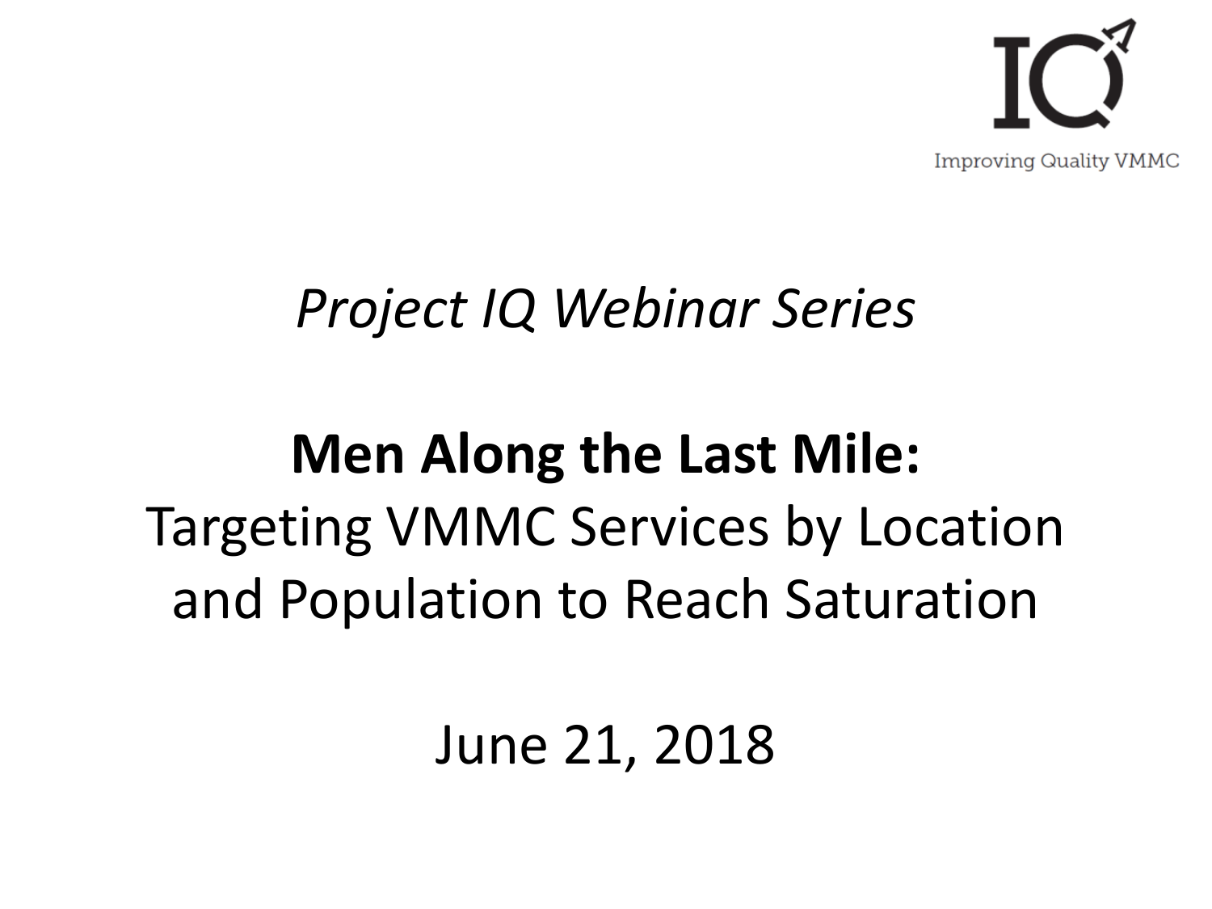IQ

Improving Quality VMMC

*Project IQ Webinar Series*

# Men Along the Last Mile:

Targeting VMMC Services by Location and Population to Reach Saturation

June 21, 2018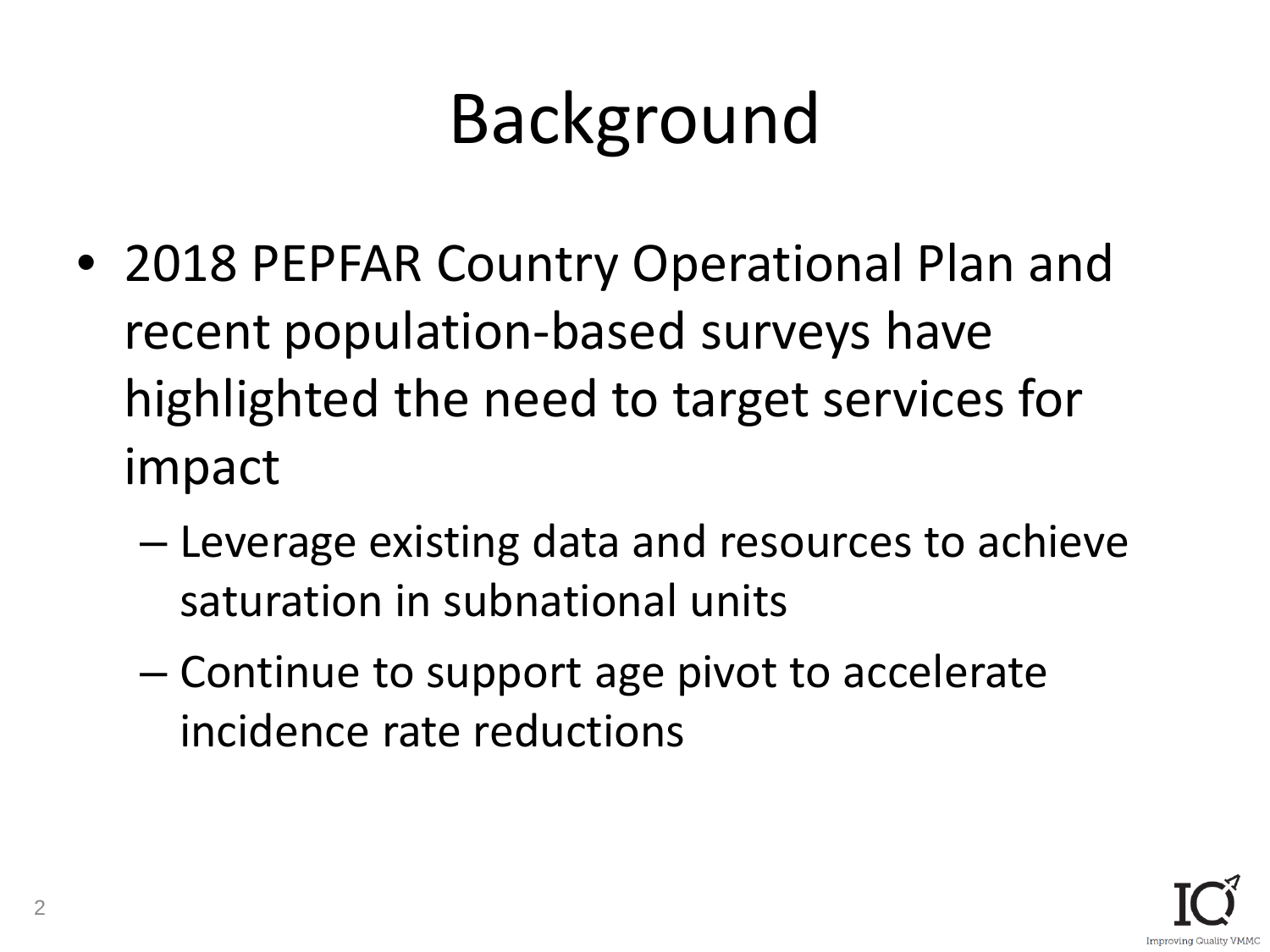# Background

- 2018 PEPFAR Country Operational Plan and recent population-based surveys have highlighted the need to target services for impact
  - Leverage existing data and resources to achieve saturation in subnational units
  - Continue to support age pivot to accelerate incidence rate reductions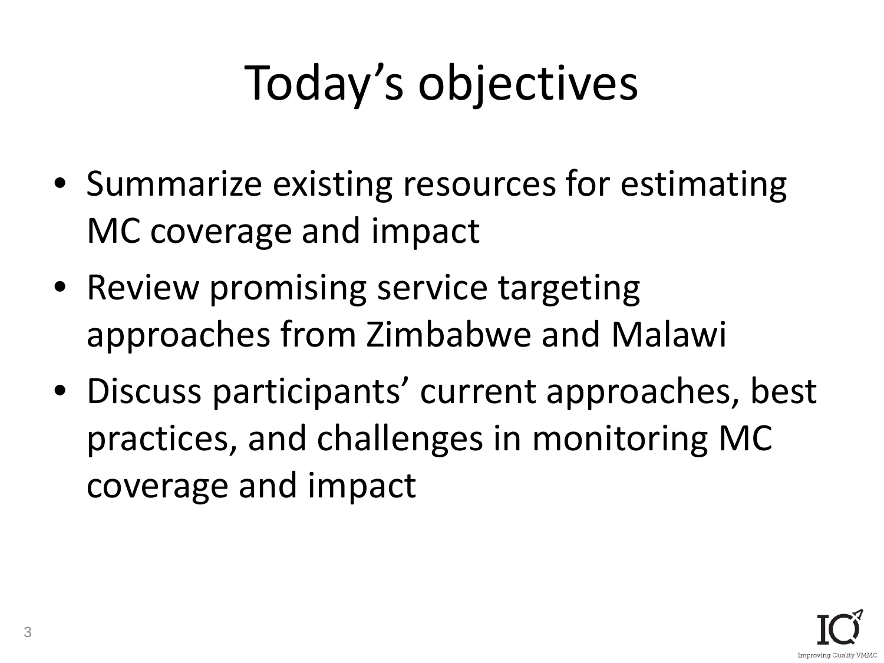# Today’s objectives

- Summarize existing resources for estimating MC coverage and impact
- Review promising service targeting approaches from Zimbabwe and Malawi
- Discuss participants’ current approaches, best practices, and challenges in monitoring MC coverage and impact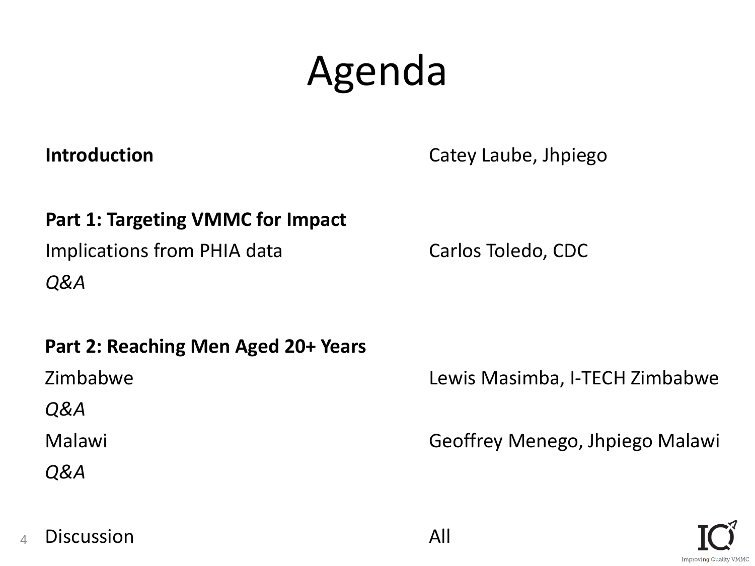# Agenda

| | |
|---|---|
| **Introduction** | Catey Laube, Jhpiego |
| | |
| **Part 1: Targeting VMMC for Impact** | |
| Implications from PHIA data | Carlos Toledo, CDC |
| *Q&A* | |
| | |
| **Part 2: Reaching Men Aged 20+ Years** | |
| Zimbabwe | Lewis Masimba, I-TECH Zimbabwe |
| *Q&A* | |
| Malawi | Geoffrey Menego, Jhpiego Malawi |
| *Q&A* | |
| | |
| Discussion | All |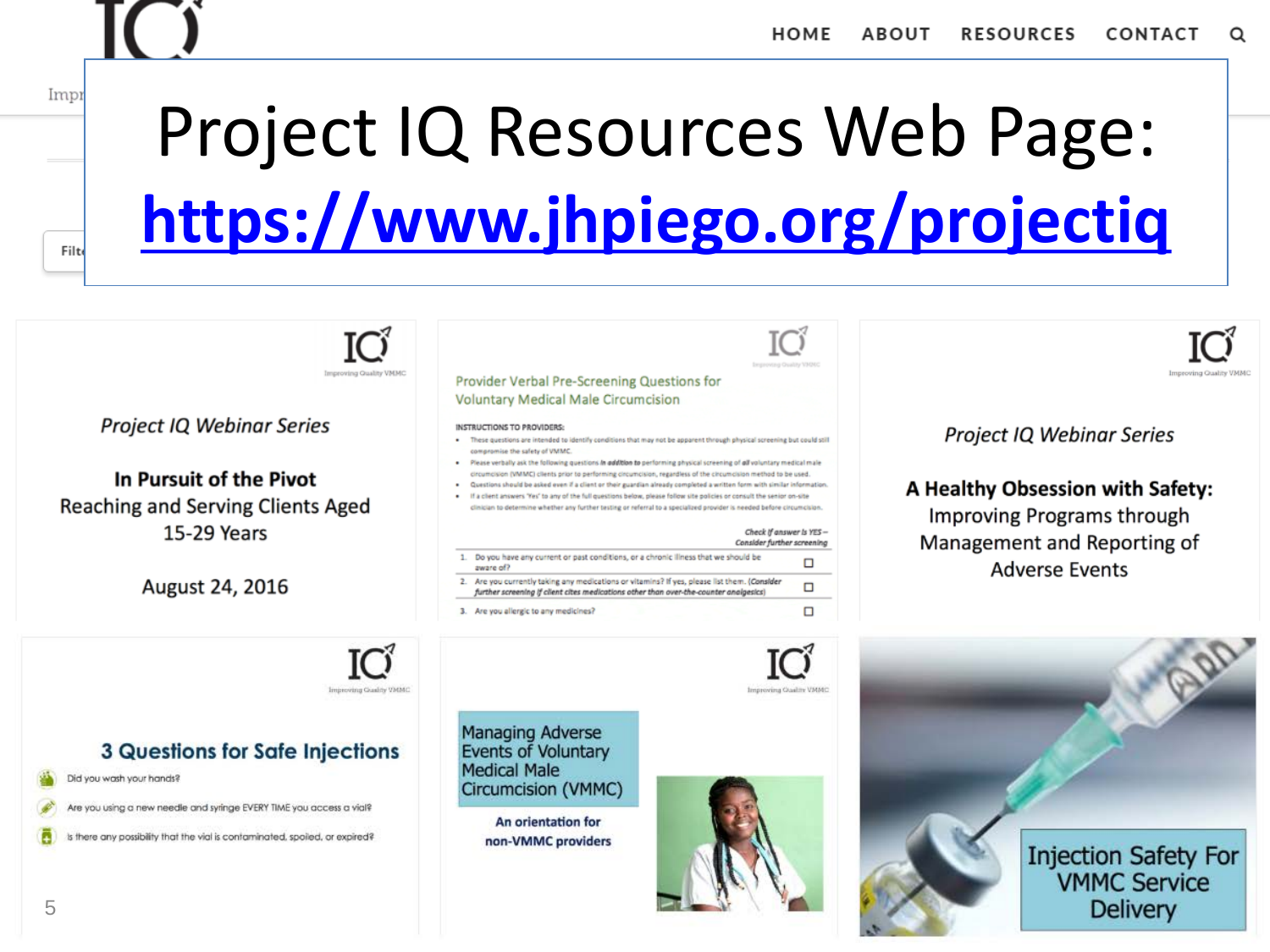# Project IQ Resources Web Page:

**https://www.jhpiego.org/projectiq**

*Project IQ Webinar Series*

**In Pursuit of the Pivot**
Reaching and Serving Clients Aged 15-29 Years

August 24, 2016

Provider Verbal Pre-Screening Questions for Voluntary Medical Male Circumcision

INSTRUCTIONS TO PROVIDERS:

- These questions are intended to identify conditions that may not be apparent through physical screening but could still compromise the safety of VMMC.
- Please verbally ask the following questions ***in addition to*** performing physical screening of ***all*** voluntary medical male circumcision (VMMC) clients prior to performing circumcision, regardless of the circumcision method to be used.
- Questions should be asked even if a client or their guardian already completed a written form with similar information.
- If a client answers 'Yes' to any of the full questions below, please follow site policies or consult the senior on-site clinician to determine whether any further testing or referral to a specialized provider is needed before circumcision.

| | *Check if answer is YES – Consider further screening* |
|---|---|
| 1. Do you have any current or past conditions, or a chronic illness that we should be aware of? | ☐ |
| 2. Are you currently taking any medications or vitamins? If yes, please list them. (*Consider further screening if client cites medications other than over-the-counter analgesics*) | ☐ |
| 3. Are you allergic to any medicines? | ☐ |

*Project IQ Webinar Series*

**A Healthy Obsession with Safety:**
Improving Programs through Management and Reporting of Adverse Events

**3 Questions for Safe Injections**

- Did you wash your hands?
- Are you using a new needle and syringe EVERY TIME you access a vial?
- Is there any possibility that the vial is contaminated, spoiled, or expired?

Managing Adverse Events of Voluntary Medical Male Circumcision (VMMC)

**An orientation for non-VMMC providers**

Injection Safety For VMMC Service Delivery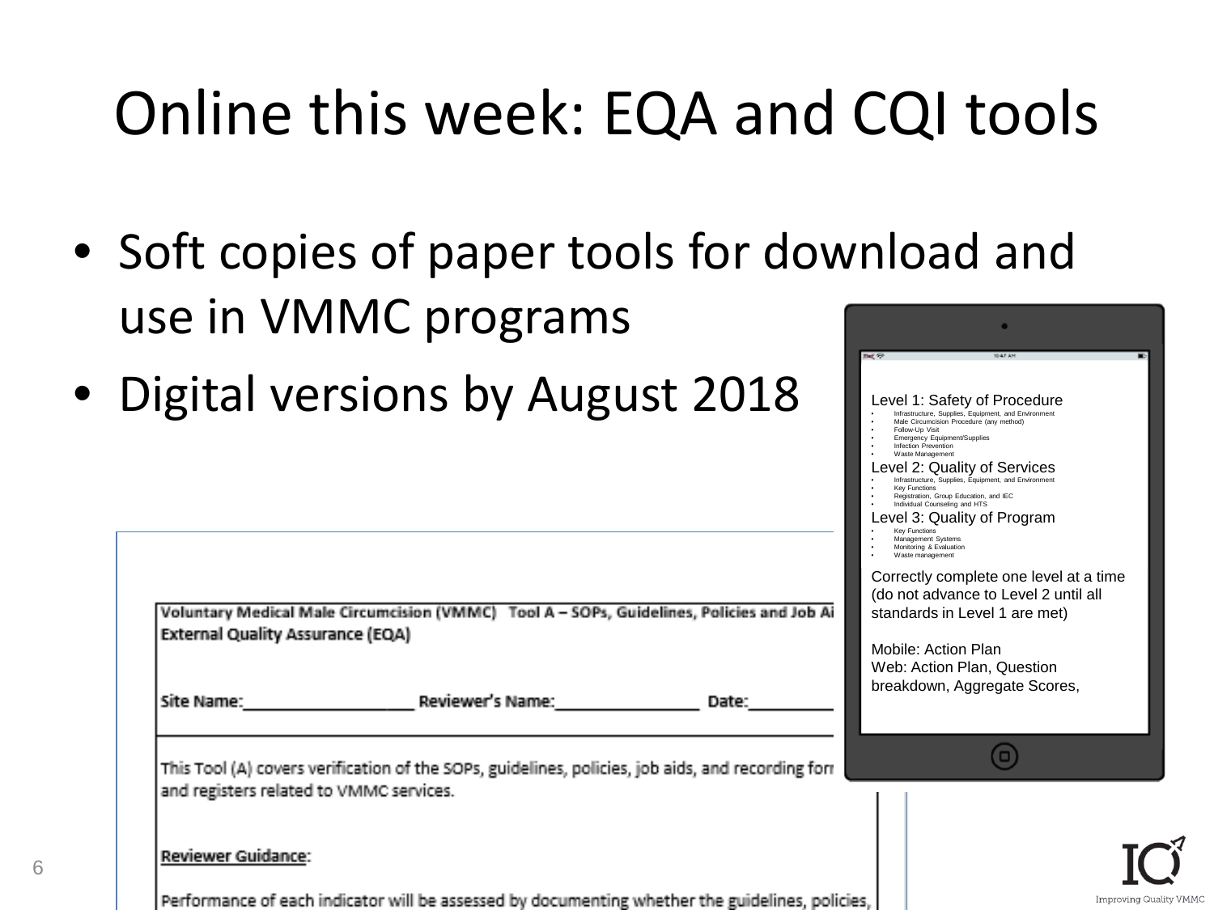# Online this week: EQA and CQI tools

- Soft copies of paper tools for download and use in VMMC programs
- Digital versions by August 2018

Level 1: Safety of Procedure
- Infrastructure, Supplies, Equipment, and Environment
- Male Circumcision Procedure (any method)
- Follow-Up Visit
- Emergency Equipment/Supplies
- Infection Prevention
- Waste Management

Level 2: Quality of Services
- Infrastructure, Supplies, Equipment, and Environment
- Key Functions
- Registration, Group Education, and IEC
- Individual Counseling and HTS

Level 3: Quality of Program
- Key Functions
- Management Systems
- Monitoring & Evaluation
- Waste management

Correctly complete one level at a time (do not advance to Level 2 until all standards in Level 1 are met)

Mobile: Action Plan
Web: Action Plan, Question breakdown, Aggregate Scores,

**Voluntary Medical Male Circumcision (VMMC) Tool A – SOPs, Guidelines, Policies and Job Ai**
**External Quality Assurance (EQA)**

Site Name:__________________ Reviewer's Name:________________ Date:_________

This Tool (A) covers verification of the SOPs, guidelines, policies, job aids, and recording forr and registers related to VMMC services.

**Reviewer Guidance:**

Performance of each indicator will be assessed by documenting whether the guidelines, policies,

Improving Quality VMMC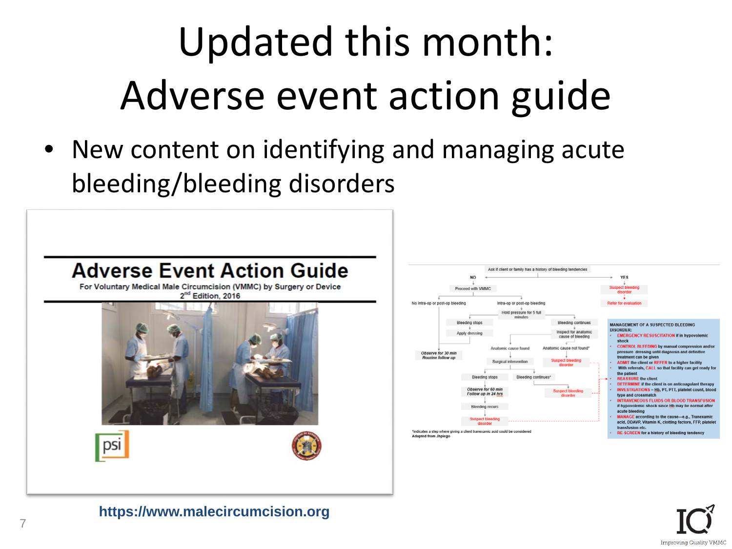# Updated this month: Adverse event action guide

- New content on identifying and managing acute bleeding/bleeding disorders

**Adverse Event Action Guide**

For Voluntary Medical Male Circumcision (VMMC) by Surgery or Device

2nd Edition, 2016

Ask if client or family has a history of bleeding tendencies

NO → Proceed with VMMC

YES → Suspect bleeding disorder → Refer for evaluation

No intra-op or post-op bleeding → Observe for 30 min, Routine follow up

Intra-op or post-op bleeding → Hold pressure for 5 full minutes

- Bleeding stops → Apply dressing
- Bleeding continues → Inspect for anatomic cause of bleeding
  - Anatomic cause found → Surgical intervention
    - Bleeding stops → Observe for 60 min, Follow up in 24 hrs → Bleeding recurs → Suspect bleeding disorder
    - Bleeding continues* → Suspect bleeding disorder
  - Anatomic cause not found* → Suspect bleeding disorder

**MANAGEMENT OF A SUSPECTED BLEEDING DISORDER:**

- EMERGENCY RESUSCITATION if in hypovolemic shock
- CONTROL BLEEDING by manual compression and/or pressure dressing until diagnosis and definitive treatment can be given
- ADMIT the client or REFER to a higher facility
- With referrals, CALL so that facility can get ready for the patient
- REASSURE the client
- DETERMINE if the client is on anticoagulant therapy
- INVESTIGATIONS – Hb, PT, PTT, platelet count, blood type and crossmatch
- INTRAVENEOUS FLUIDS OR BLOOD TRANSFUSION if hypovolemic shock since Hb may be normal after acute bleeding
- MANAGE according to the cause—e.g., Tranexamic acid, DDAVP, Vitamin K, clotting factors, FFP, platelet transfusion etc.
- RE-SCREEN for a history of bleeding tendency

*indicates a step where giving a client tranexamic acid could be considered

Adapted from Jhpiego

https://www.malecircumcision.org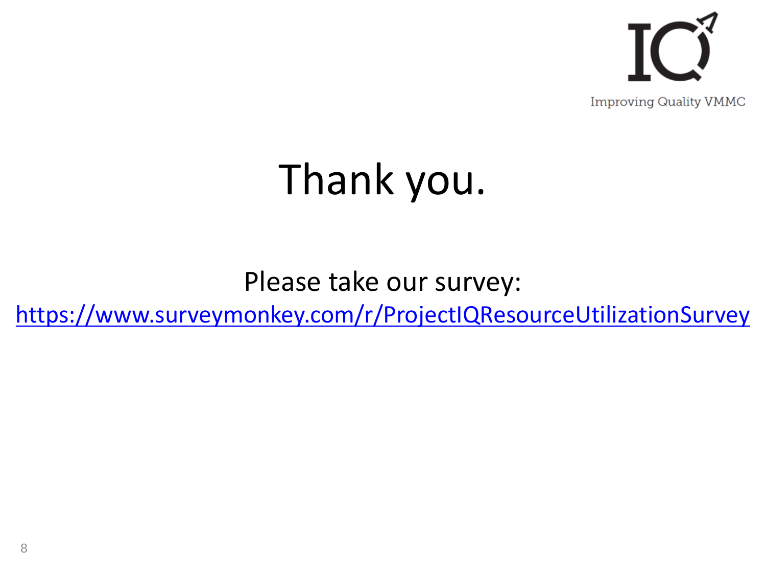IQ

Improving Quality VMMC

# Thank you.

Please take our survey:

https://www.surveymonkey.com/r/ProjectIQResourceUtilizationSurvey